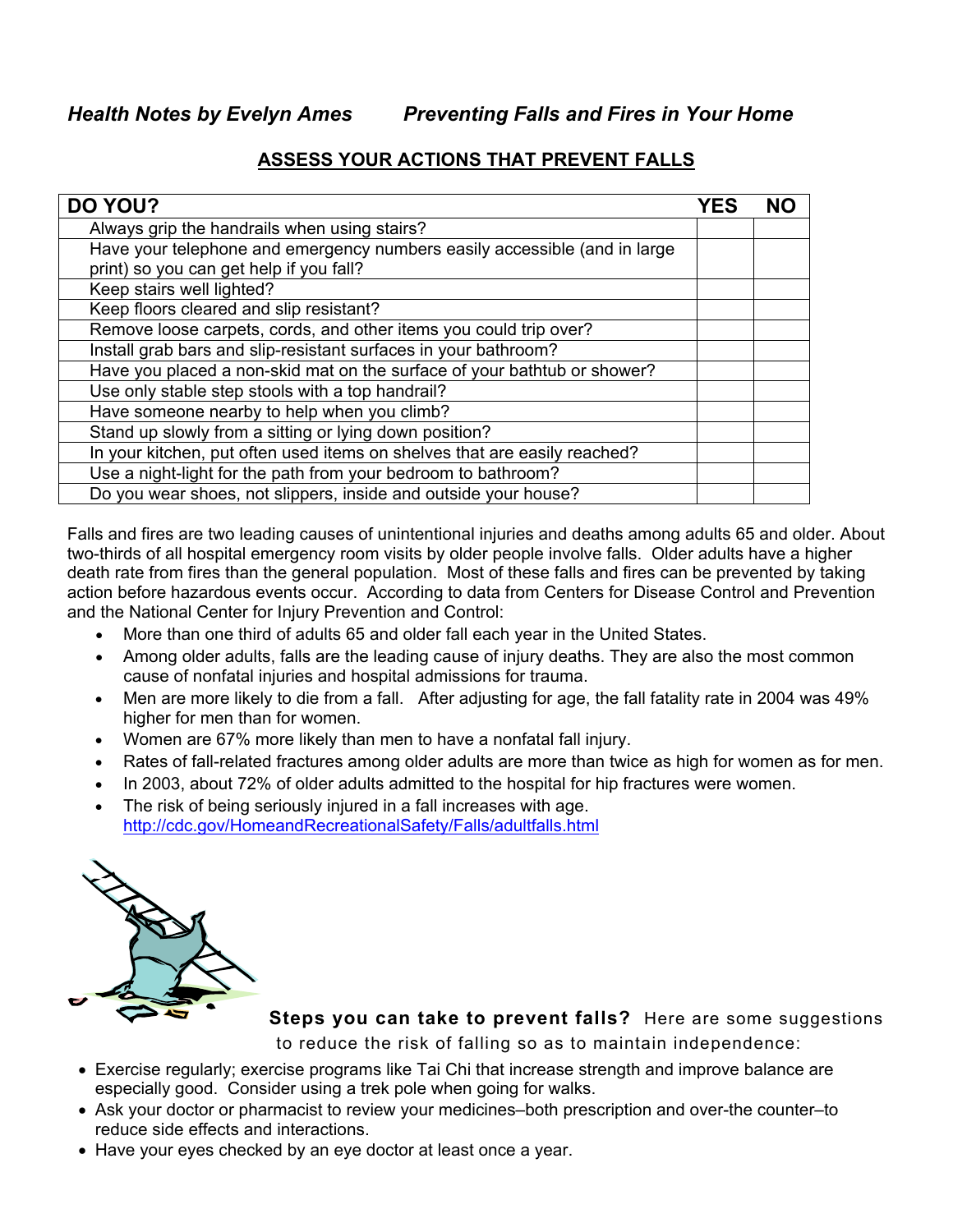*Health Notes by Evelyn Ames* *Preventing Falls and Fires in Your Home*

## ASSESS YOUR ACTIONS THAT PREVENT FALLS

| DO YOU? | YES | NO |
|---|---|---|
| Always grip the handrails when using stairs? | | |
| Have your telephone and emergency numbers easily accessible (and in large print) so you can get help if you fall? | | |
| Keep stairs well lighted? | | |
| Keep floors cleared and slip resistant? | | |
| Remove loose carpets, cords, and other items you could trip over? | | |
| Install grab bars and slip-resistant surfaces in your bathroom? | | |
| Have you placed a non-skid mat on the surface of your bathtub or shower? | | |
| Use only stable step stools with a top handrail? | | |
| Have someone nearby to help when you climb? | | |
| Stand up slowly from a sitting or lying down position? | | |
| In your kitchen, put often used items on shelves that are easily reached? | | |
| Use a night-light for the path from your bedroom to bathroom? | | |
| Do you wear shoes, not slippers, inside and outside your house? | | |

Falls and fires are two leading causes of unintentional injuries and deaths among adults 65 and older. About two-thirds of all hospital emergency room visits by older people involve falls. Older adults have a higher death rate from fires than the general population. Most of these falls and fires can be prevented by taking action before hazardous events occur. According to data from Centers for Disease Control and Prevention and the National Center for Injury Prevention and Control:

- More than one third of adults 65 and older fall each year in the United States.
- Among older adults, falls are the leading cause of injury deaths. They are also the most common cause of nonfatal injuries and hospital admissions for trauma.
- Men are more likely to die from a fall. After adjusting for age, the fall fatality rate in 2004 was 49% higher for men than for women.
- Women are 67% more likely than men to have a nonfatal fall injury.
- Rates of fall-related fractures among older adults are more than twice as high for women as for men.
- In 2003, about 72% of older adults admitted to the hospital for hip fractures were women.
- The risk of being seriously injured in a fall increases with age. http://cdc.gov/HomeandRecreationalSafety/Falls/adultfalls.html

**Steps you can take to prevent falls?** Here are some suggestions to reduce the risk of falling so as to maintain independence:

- Exercise regularly; exercise programs like Tai Chi that increase strength and improve balance are especially good. Consider using a trek pole when going for walks.
- Ask your doctor or pharmacist to review your medicines–both prescription and over-the counter–to reduce side effects and interactions.
- Have your eyes checked by an eye doctor at least once a year.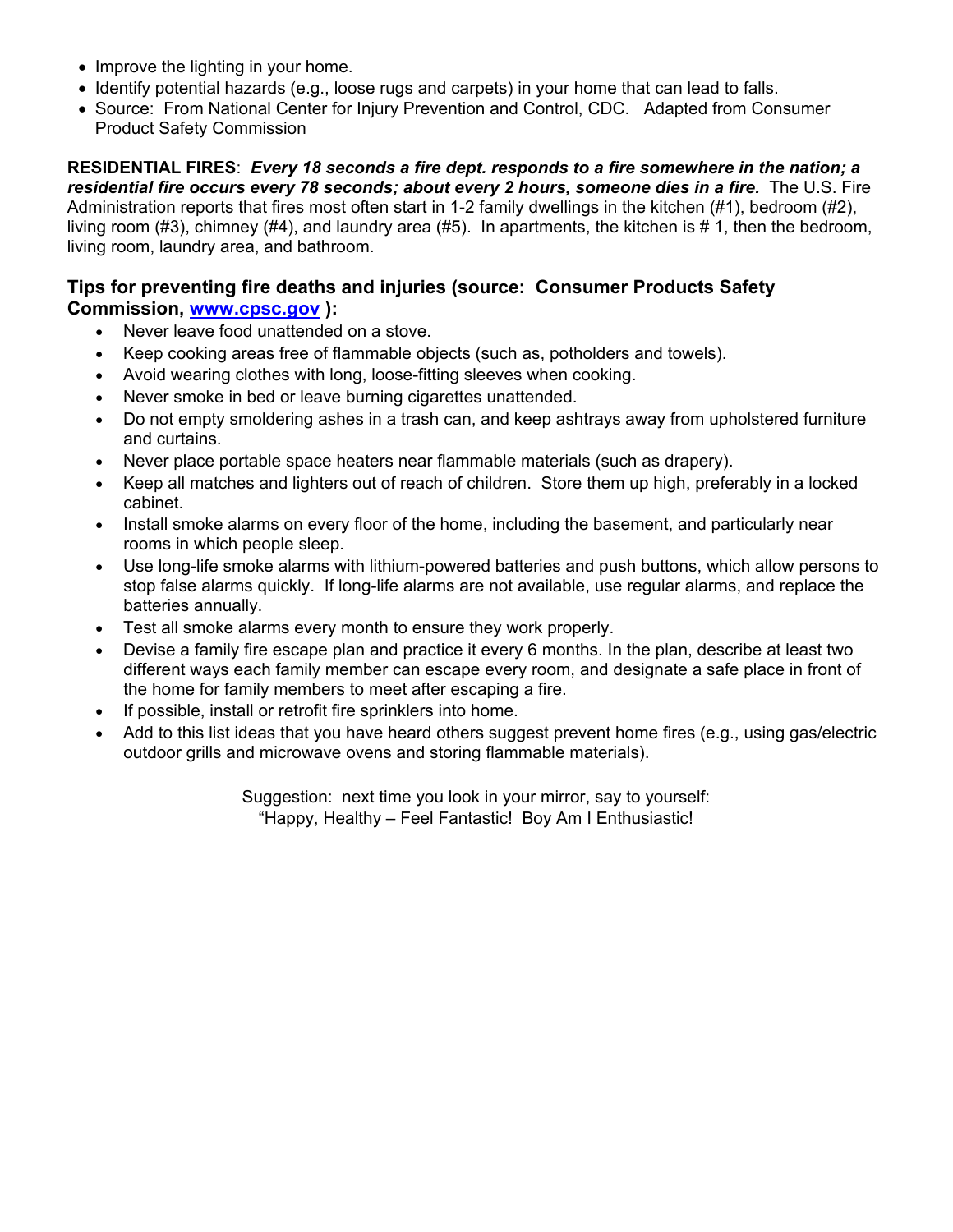- Improve the lighting in your home.
- Identify potential hazards (e.g., loose rugs and carpets) in your home that can lead to falls.
- Source: From National Center for Injury Prevention and Control, CDC. Adapted from Consumer Product Safety Commission

**RESIDENTIAL FIRES**: ***Every 18 seconds a fire dept. responds to a fire somewhere in the nation; a residential fire occurs every 78 seconds; about every 2 hours, someone dies in a fire.*** The U.S. Fire Administration reports that fires most often start in 1-2 family dwellings in the kitchen (#1), bedroom (#2), living room (#3), chimney (#4), and laundry area (#5). In apartments, the kitchen is # 1, then the bedroom, living room, laundry area, and bathroom.

### Tips for preventing fire deaths and injuries (source: Consumer Products Safety Commission, [www.cpsc.gov](http://www.cpsc.gov) ):

- Never leave food unattended on a stove.
- Keep cooking areas free of flammable objects (such as, potholders and towels).
- Avoid wearing clothes with long, loose-fitting sleeves when cooking.
- Never smoke in bed or leave burning cigarettes unattended.
- Do not empty smoldering ashes in a trash can, and keep ashtrays away from upholstered furniture and curtains.
- Never place portable space heaters near flammable materials (such as drapery).
- Keep all matches and lighters out of reach of children. Store them up high, preferably in a locked cabinet.
- Install smoke alarms on every floor of the home, including the basement, and particularly near rooms in which people sleep.
- Use long-life smoke alarms with lithium-powered batteries and push buttons, which allow persons to stop false alarms quickly. If long-life alarms are not available, use regular alarms, and replace the batteries annually.
- Test all smoke alarms every month to ensure they work properly.
- Devise a family fire escape plan and practice it every 6 months. In the plan, describe at least two different ways each family member can escape every room, and designate a safe place in front of the home for family members to meet after escaping a fire.
- If possible, install or retrofit fire sprinklers into home.
- Add to this list ideas that you have heard others suggest prevent home fires (e.g., using gas/electric outdoor grills and microwave ovens and storing flammable materials).

Suggestion: next time you look in your mirror, say to yourself:
"Happy, Healthy – Feel Fantastic! Boy Am I Enthusiastic!